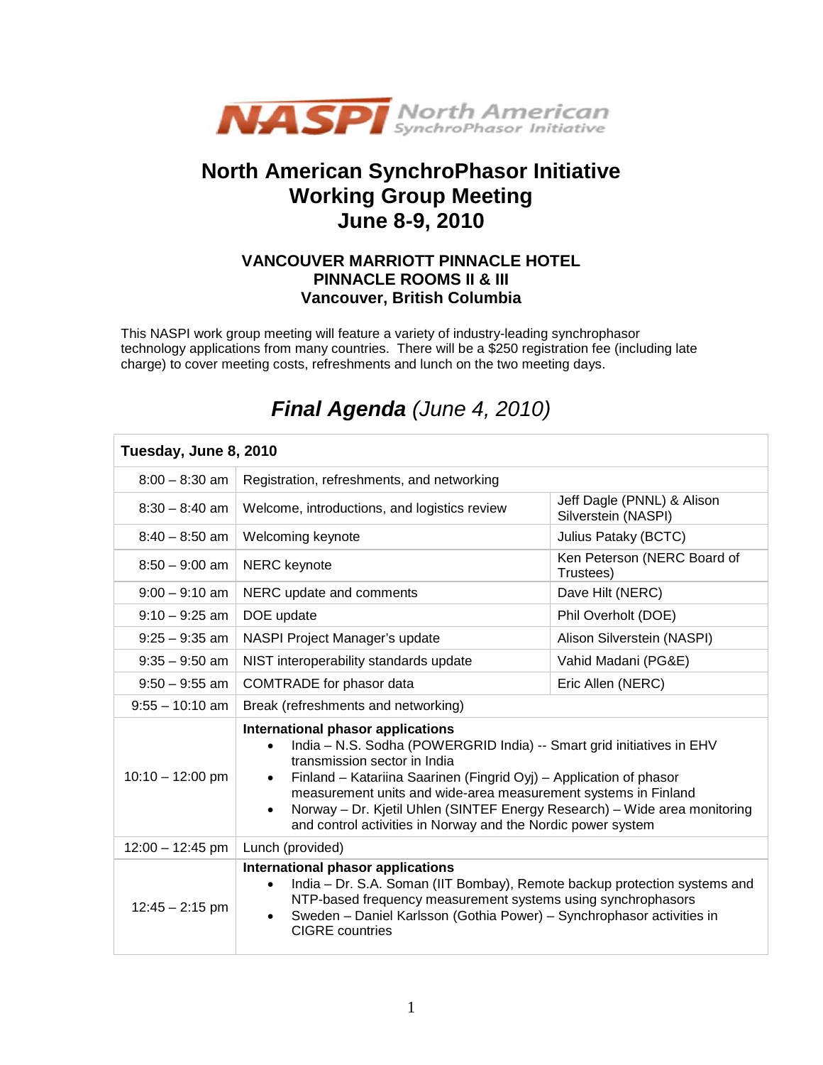# North American SynchroPhasor Initiative Working Group Meeting June 8-9, 2010

### VANCOUVER MARRIOTT PINNACLE HOTEL
### PINNACLE ROOMS II & III
### Vancouver, British Columbia

This NASPI work group meeting will feature a variety of industry-leading synchrophasor technology applications from many countries. There will be a $250 registration fee (including late charge) to cover meeting costs, refreshments and lunch on the two meeting days.

## ***Final Agenda*** *(June 4, 2010)*

| **Tuesday, June 8, 2010** | | |
|---|---|---|
| 8:00 – 8:30 am | Registration, refreshments, and networking | |
| 8:30 – 8:40 am | Welcome, introductions, and logistics review | Jeff Dagle (PNNL) & Alison Silverstein (NASPI) |
| 8:40 – 8:50 am | Welcoming keynote | Julius Pataky (BCTC) |
| 8:50 – 9:00 am | NERC keynote | Ken Peterson (NERC Board of Trustees) |
| 9:00 – 9:10 am | NERC update and comments | Dave Hilt (NERC) |
| 9:10 – 9:25 am | DOE update | Phil Overholt (DOE) |
| 9:25 – 9:35 am | NASPI Project Manager's update | Alison Silverstein (NASPI) |
| 9:35 – 9:50 am | NIST interoperability standards update | Vahid Madani (PG&E) |
| 9:50 – 9:55 am | COMTRADE for phasor data | Eric Allen (NERC) |
| 9:55 – 10:10 am | Break (refreshments and networking) | |
| 10:10 – 12:00 pm | **International phasor applications**<br>• India – N.S. Sodha (POWERGRID India) -- Smart grid initiatives in EHV transmission sector in India<br>• Finland – Katariina Saarinen (Fingrid Oyj) – Application of phasor measurement units and wide-area measurement systems in Finland<br>• Norway – Dr. Kjetil Uhlen (SINTEF Energy Research) – Wide area monitoring and control activities in Norway and the Nordic power system | |
| 12:00 – 12:45 pm | Lunch (provided) | |
| 12:45 – 2:15 pm | **International phasor applications**<br>• India – Dr. S.A. Soman (IIT Bombay), Remote backup protection systems and NTP-based frequency measurement systems using synchrophasors<br>• Sweden – Daniel Karlsson (Gothia Power) – Synchrophasor activities in CIGRE countries | |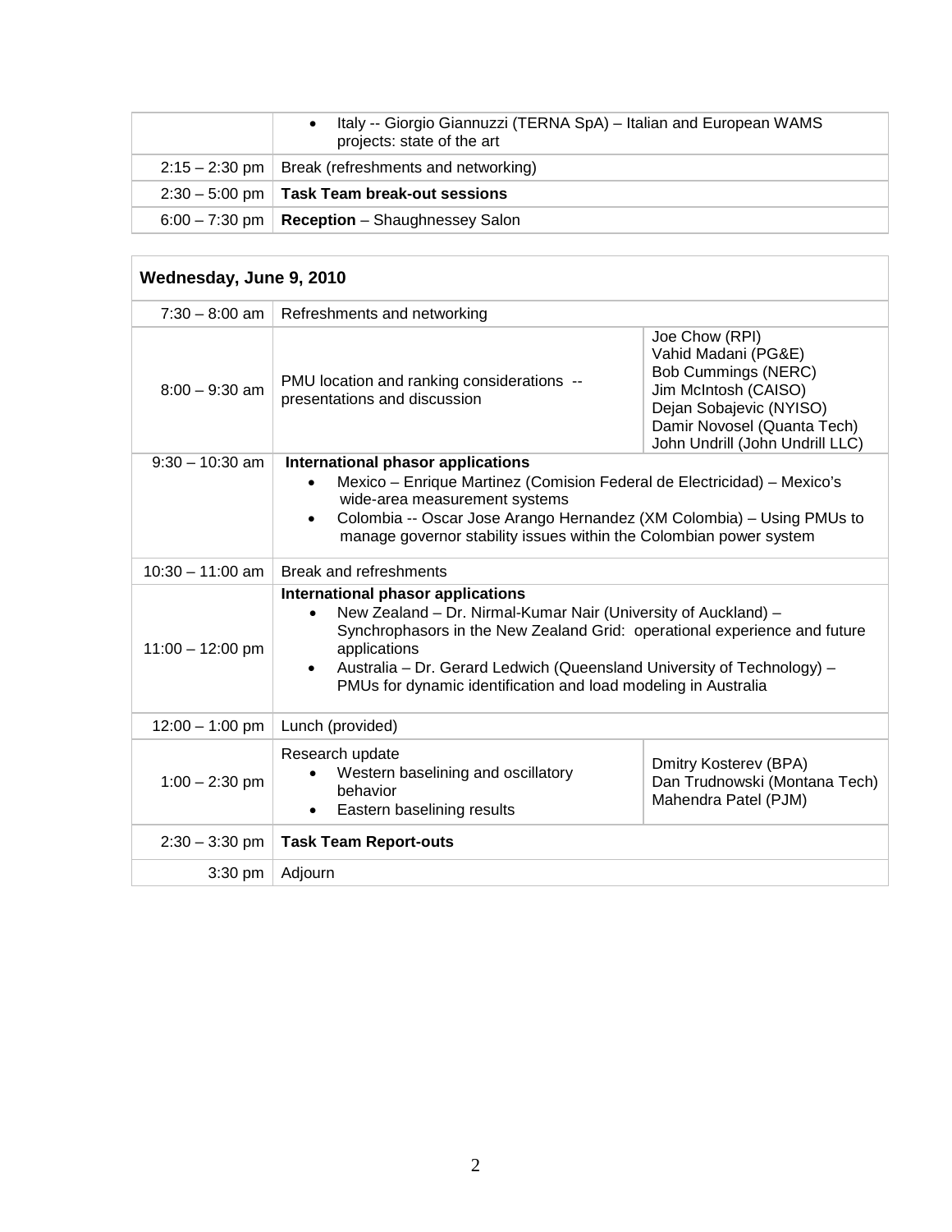| | | |
|---|---|---|
| | • Italy -- Giorgio Giannuzzi (TERNA SpA) – Italian and European WAMS projects: state of the art | |
| 2:15 – 2:30 pm | Break (refreshments and networking) | |
| 2:30 – 5:00 pm | **Task Team break-out sessions** | |
| 6:00 – 7:30 pm | **Reception** – Shaughnessey Salon | |

| **Wednesday, June 9, 2010** | | |
|---|---|---|
| 7:30 – 8:00 am | Refreshments and networking | |
| 8:00 – 9:30 am | PMU location and ranking considerations -- presentations and discussion | Joe Chow (RPI)<br>Vahid Madani (PG&E)<br>Bob Cummings (NERC)<br>Jim McIntosh (CAISO)<br>Dejan Sobajevic (NYISO)<br>Damir Novosel (Quanta Tech)<br>John Undrill (John Undrill LLC) |
| 9:30 – 10:30 am | **International phasor applications**<br>• Mexico – Enrique Martinez (Comision Federal de Electricidad) – Mexico's wide-area measurement systems<br>• Colombia -- Oscar Jose Arango Hernandez (XM Colombia) – Using PMUs to manage governor stability issues within the Colombian power system | |
| 10:30 – 11:00 am | Break and refreshments | |
| 11:00 – 12:00 pm | **International phasor applications**<br>• New Zealand – Dr. Nirmal-Kumar Nair (University of Auckland) – Synchrophasors in the New Zealand Grid: operational experience and future applications<br>• Australia – Dr. Gerard Ledwich (Queensland University of Technology) – PMUs for dynamic identification and load modeling in Australia | |
| 12:00 – 1:00 pm | Lunch (provided) | |
| 1:00 – 2:30 pm | Research update<br>• Western baselining and oscillatory behavior<br>• Eastern baselining results | Dmitry Kosterev (BPA)<br>Dan Trudnowski (Montana Tech)<br>Mahendra Patel (PJM) |
| 2:30 – 3:30 pm | **Task Team Report-outs** | |
| 3:30 pm | Adjourn | |